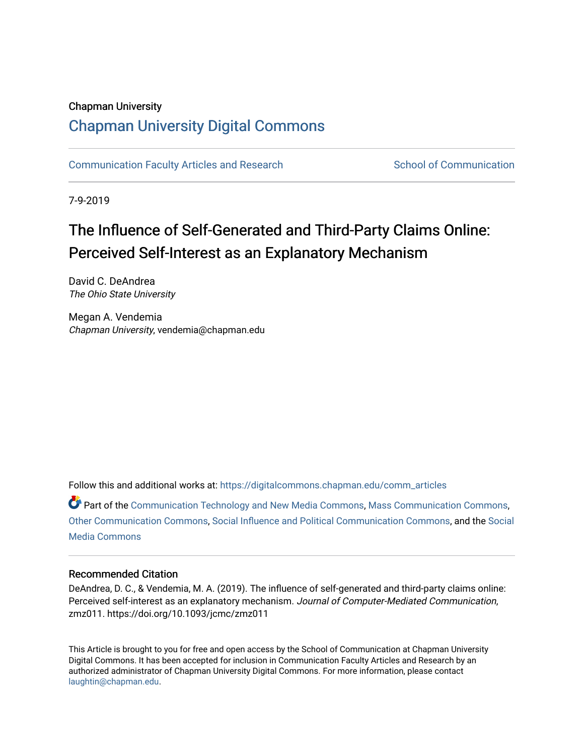Chapman University

# Chapman University Digital Commons

Communication Faculty Articles and Research | School of Communication

7-9-2019

# The Influence of Self-Generated and Third-Party Claims Online: Perceived Self-Interest as an Explanatory Mechanism

David C. DeAndrea
*The Ohio State University*

Megan A. Vendemia
*Chapman University*, vendemia@chapman.edu

Follow this and additional works at: https://digitalcommons.chapman.edu/comm_articles

Part of the Communication Technology and New Media Commons, Mass Communication Commons, Other Communication Commons, Social Influence and Political Communication Commons, and the Social Media Commons

## Recommended Citation

DeAndrea, D. C., & Vendemia, M. A. (2019). The influence of self-generated and third-party claims online: Perceived self-interest as an explanatory mechanism. *Journal of Computer-Mediated Communication*, zmz011. https://doi.org/10.1093/jcmc/zmz011

This Article is brought to you for free and open access by the School of Communication at Chapman University Digital Commons. It has been accepted for inclusion in Communication Faculty Articles and Research by an authorized administrator of Chapman University Digital Commons. For more information, please contact laughtin@chapman.edu.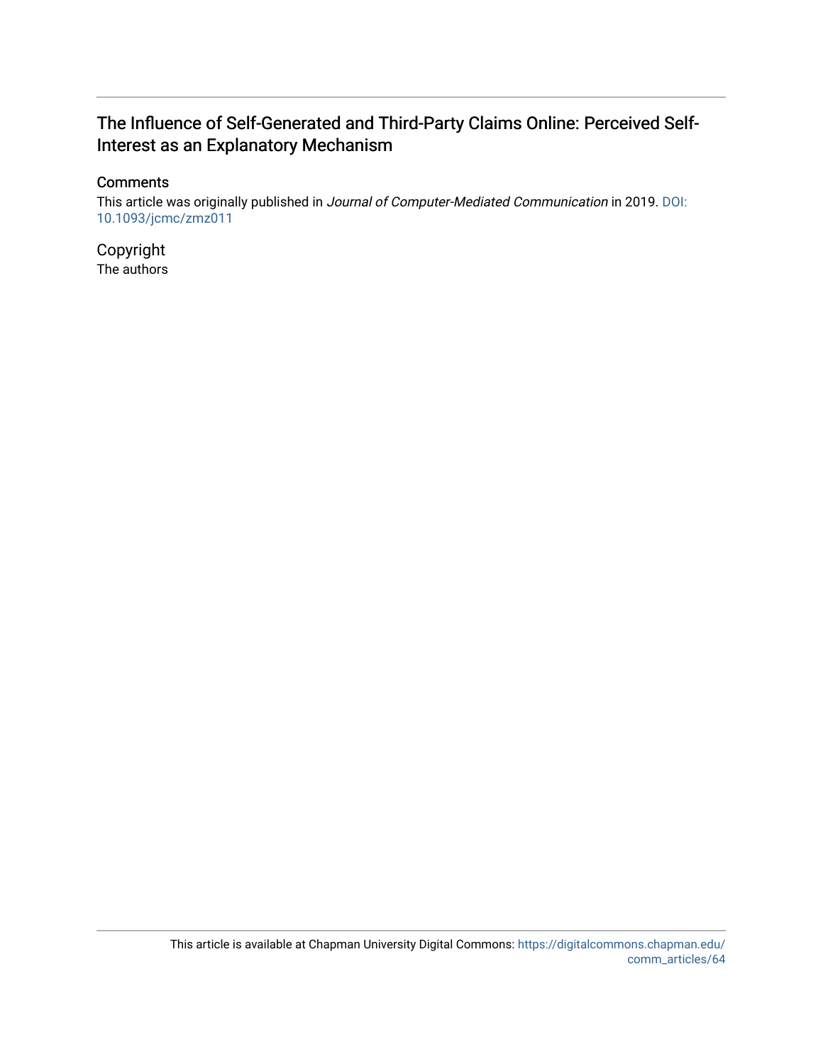# The Influence of Self-Generated and Third-Party Claims Online: Perceived Self-Interest as an Explanatory Mechanism

## Comments

This article was originally published in *Journal of Computer-Mediated Communication* in 2019. DOI: 10.1093/jcmc/zmz011

## Copyright

The authors

This article is available at Chapman University Digital Commons: https://digitalcommons.chapman.edu/comm_articles/64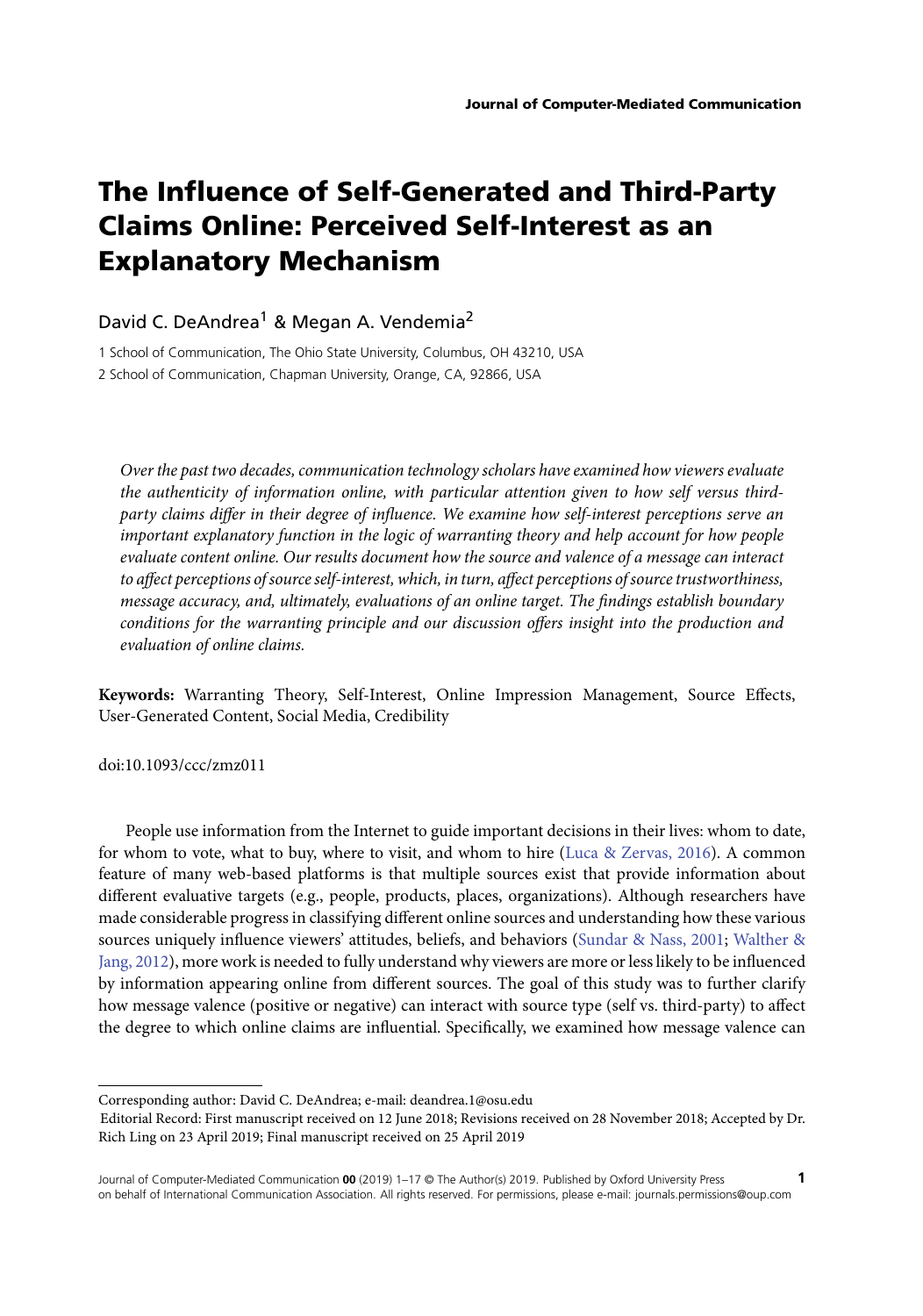# The Influence of Self-Generated and Third-Party Claims Online: Perceived Self-Interest as an Explanatory Mechanism

David C. DeAndrea[1] & Megan A. Vendemia[2]

1 School of Communication, The Ohio State University, Columbus, OH 43210, USA

2 School of Communication, Chapman University, Orange, CA, 92866, USA

*Over the past two decades, communication technology scholars have examined how viewers evaluate the authenticity of information online, with particular attention given to how self versus third-party claims differ in their degree of influence. We examine how self-interest perceptions serve an important explanatory function in the logic of warranting theory and help account for how people evaluate content online. Our results document how the source and valence of a message can interact to affect perceptions of source self-interest, which, in turn, affect perceptions of source trustworthiness, message accuracy, and, ultimately, evaluations of an online target. The findings establish boundary conditions for the warranting principle and our discussion offers insight into the production and evaluation of online claims.*

**Keywords:** Warranting Theory, Self-Interest, Online Impression Management, Source Effects, User-Generated Content, Social Media, Credibility

doi:10.1093/ccc/zmz011

People use information from the Internet to guide important decisions in their lives: whom to date, for whom to vote, what to buy, where to visit, and whom to hire (Luca & Zervas, 2016). A common feature of many web-based platforms is that multiple sources exist that provide information about different evaluative targets (e.g., people, products, places, organizations). Although researchers have made considerable progress in classifying different online sources and understanding how these various sources uniquely influence viewers' attitudes, beliefs, and behaviors (Sundar & Nass, 2001; Walther & Jang, 2012), more work is needed to fully understand why viewers are more or less likely to be influenced by information appearing online from different sources. The goal of this study was to further clarify how message valence (positive or negative) can interact with source type (self vs. third-party) to affect the degree to which online claims are influential. Specifically, we examined how message valence can

Corresponding author: David C. DeAndrea; e-mail: deandrea.1@osu.edu

Editorial Record: First manuscript received on 12 June 2018; Revisions received on 28 November 2018; Accepted by Dr. Rich Ling on 23 April 2019; Final manuscript received on 25 April 2019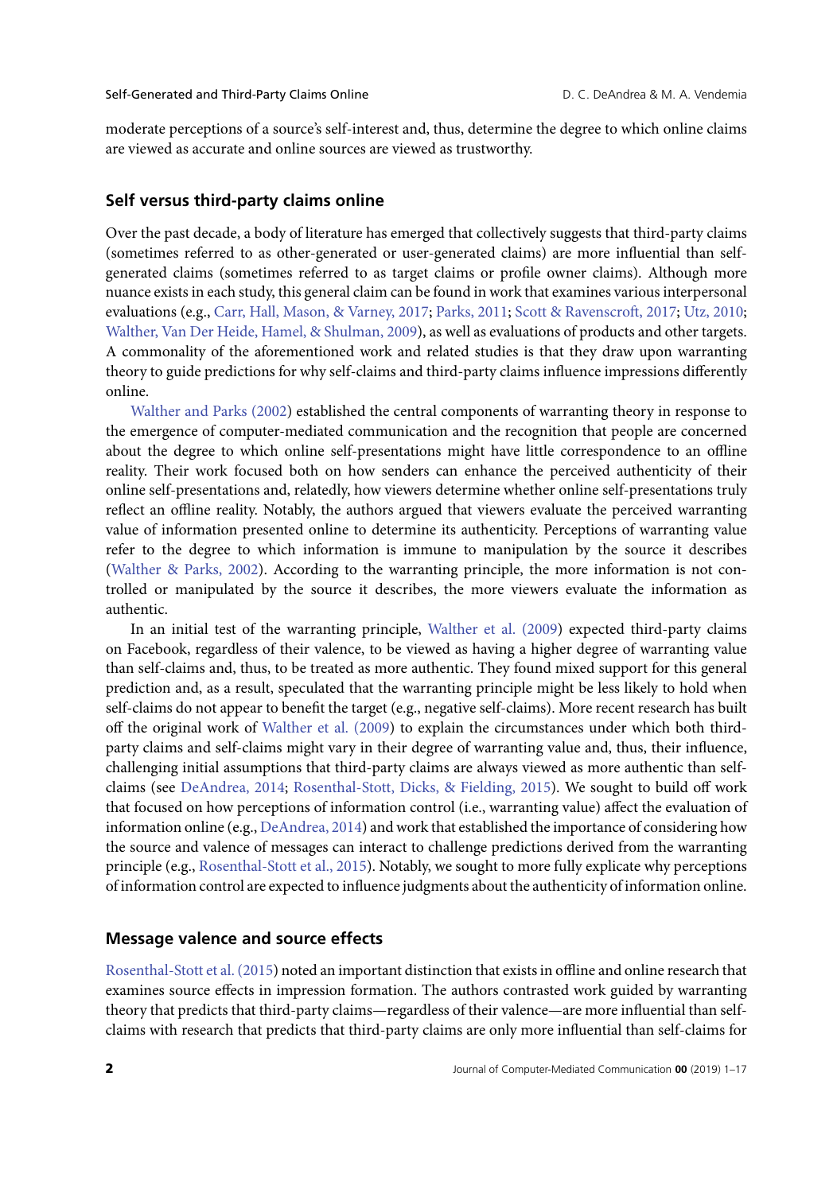moderate perceptions of a source's self-interest and, thus, determine the degree to which online claims are viewed as accurate and online sources are viewed as trustworthy.

## Self versus third-party claims online

Over the past decade, a body of literature has emerged that collectively suggests that third-party claims (sometimes referred to as other-generated or user-generated claims) are more influential than self-generated claims (sometimes referred to as target claims or profile owner claims). Although more nuance exists in each study, this general claim can be found in work that examines various interpersonal evaluations (e.g., Carr, Hall, Mason, & Varney, 2017; Parks, 2011; Scott & Ravenscroft, 2017; Utz, 2010; Walther, Van Der Heide, Hamel, & Shulman, 2009), as well as evaluations of products and other targets. A commonality of the aforementioned work and related studies is that they draw upon warranting theory to guide predictions for why self-claims and third-party claims influence impressions differently online.

Walther and Parks (2002) established the central components of warranting theory in response to the emergence of computer-mediated communication and the recognition that people are concerned about the degree to which online self-presentations might have little correspondence to an offline reality. Their work focused both on how senders can enhance the perceived authenticity of their online self-presentations and, relatedly, how viewers determine whether online self-presentations truly reflect an offline reality. Notably, the authors argued that viewers evaluate the perceived warranting value of information presented online to determine its authenticity. Perceptions of warranting value refer to the degree to which information is immune to manipulation by the source it describes (Walther & Parks, 2002). According to the warranting principle, the more information is not controlled or manipulated by the source it describes, the more viewers evaluate the information as authentic.

In an initial test of the warranting principle, Walther et al. (2009) expected third-party claims on Facebook, regardless of their valence, to be viewed as having a higher degree of warranting value than self-claims and, thus, to be treated as more authentic. They found mixed support for this general prediction and, as a result, speculated that the warranting principle might be less likely to hold when self-claims do not appear to benefit the target (e.g., negative self-claims). More recent research has built off the original work of Walther et al. (2009) to explain the circumstances under which both third-party claims and self-claims might vary in their degree of warranting value and, thus, their influence, challenging initial assumptions that third-party claims are always viewed as more authentic than self-claims (see DeAndrea, 2014; Rosenthal-Stott, Dicks, & Fielding, 2015). We sought to build off work that focused on how perceptions of information control (i.e., warranting value) affect the evaluation of information online (e.g., DeAndrea, 2014) and work that established the importance of considering how the source and valence of messages can interact to challenge predictions derived from the warranting principle (e.g., Rosenthal-Stott et al., 2015). Notably, we sought to more fully explicate why perceptions of information control are expected to influence judgments about the authenticity of information online.

## Message valence and source effects

Rosenthal-Stott et al. (2015) noted an important distinction that exists in offline and online research that examines source effects in impression formation. The authors contrasted work guided by warranting theory that predicts that third-party claims—regardless of their valence—are more influential than self-claims with research that predicts that third-party claims are only more influential than self-claims for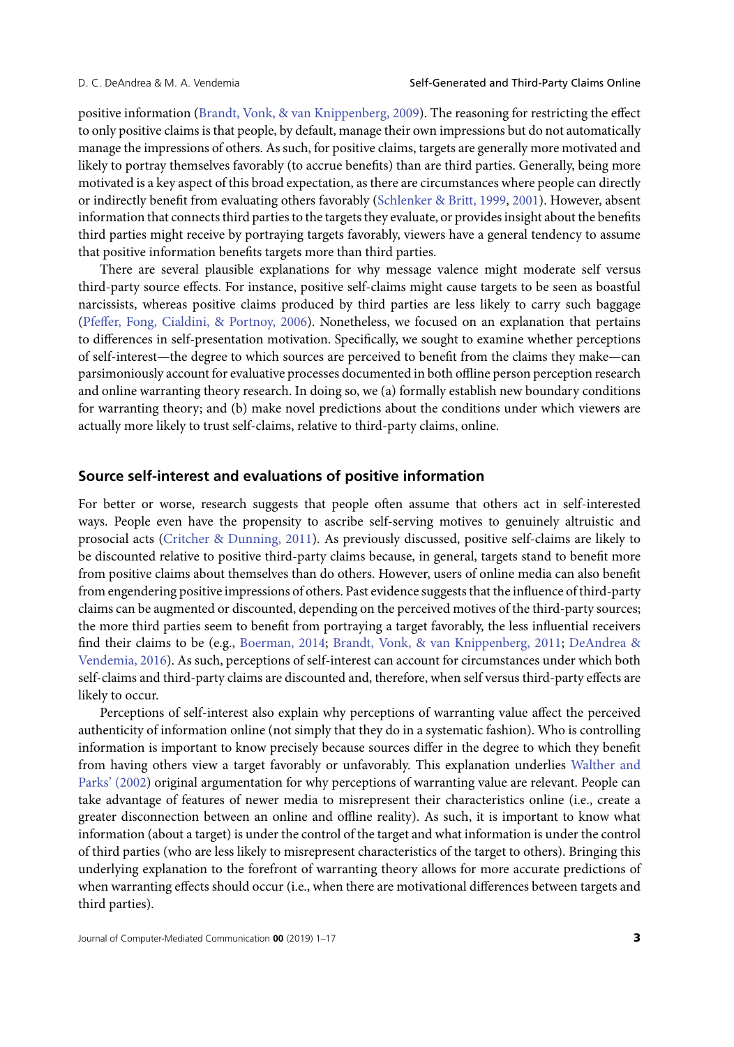positive information (Brandt, Vonk, & van Knippenberg, 2009). The reasoning for restricting the effect to only positive claims is that people, by default, manage their own impressions but do not automatically manage the impressions of others. As such, for positive claims, targets are generally more motivated and likely to portray themselves favorably (to accrue benefits) than are third parties. Generally, being more motivated is a key aspect of this broad expectation, as there are circumstances where people can directly or indirectly benefit from evaluating others favorably (Schlenker & Britt, 1999, 2001). However, absent information that connects third parties to the targets they evaluate, or provides insight about the benefits third parties might receive by portraying targets favorably, viewers have a general tendency to assume that positive information benefits targets more than third parties.

There are several plausible explanations for why message valence might moderate self versus third-party source effects. For instance, positive self-claims might cause targets to be seen as boastful narcissists, whereas positive claims produced by third parties are less likely to carry such baggage (Pfeffer, Fong, Cialdini, & Portnoy, 2006). Nonetheless, we focused on an explanation that pertains to differences in self-presentation motivation. Specifically, we sought to examine whether perceptions of self-interest—the degree to which sources are perceived to benefit from the claims they make—can parsimoniously account for evaluative processes documented in both offline person perception research and online warranting theory research. In doing so, we (a) formally establish new boundary conditions for warranting theory; and (b) make novel predictions about the conditions under which viewers are actually more likely to trust self-claims, relative to third-party claims, online.

## Source self-interest and evaluations of positive information

For better or worse, research suggests that people often assume that others act in self-interested ways. People even have the propensity to ascribe self-serving motives to genuinely altruistic and prosocial acts (Critcher & Dunning, 2011). As previously discussed, positive self-claims are likely to be discounted relative to positive third-party claims because, in general, targets stand to benefit more from positive claims about themselves than do others. However, users of online media can also benefit from engendering positive impressions of others. Past evidence suggests that the influence of third-party claims can be augmented or discounted, depending on the perceived motives of the third-party sources; the more third parties seem to benefit from portraying a target favorably, the less influential receivers find their claims to be (e.g., Boerman, 2014; Brandt, Vonk, & van Knippenberg, 2011; DeAndrea & Vendemia, 2016). As such, perceptions of self-interest can account for circumstances under which both self-claims and third-party claims are discounted and, therefore, when self versus third-party effects are likely to occur.

Perceptions of self-interest also explain why perceptions of warranting value affect the perceived authenticity of information online (not simply that they do in a systematic fashion). Who is controlling information is important to know precisely because sources differ in the degree to which they benefit from having others view a target favorably or unfavorably. This explanation underlies Walther and Parks' (2002) original argumentation for why perceptions of warranting value are relevant. People can take advantage of features of newer media to misrepresent their characteristics online (i.e., create a greater disconnection between an online and offline reality). As such, it is important to know what information (about a target) is under the control of the target and what information is under the control of third parties (who are less likely to misrepresent characteristics of the target to others). Bringing this underlying explanation to the forefront of warranting theory allows for more accurate predictions of when warranting effects should occur (i.e., when there are motivational differences between targets and third parties).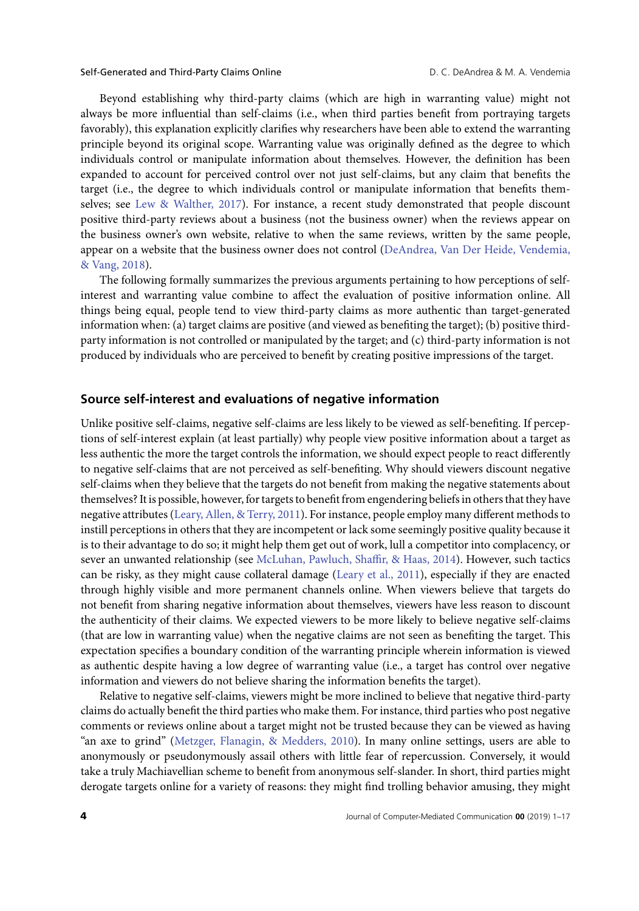Beyond establishing why third-party claims (which are high in warranting value) might not always be more influential than self-claims (i.e., when third parties benefit from portraying targets favorably), this explanation explicitly clarifies why researchers have been able to extend the warranting principle beyond its original scope. Warranting value was originally defined as the degree to which individuals control or manipulate information about themselves. However, the definition has been expanded to account for perceived control over not just self-claims, but any claim that benefits the target (i.e., the degree to which individuals control or manipulate information that benefits themselves; see Lew & Walther, 2017). For instance, a recent study demonstrated that people discount positive third-party reviews about a business (not the business owner) when the reviews appear on the business owner's own website, relative to when the same reviews, written by the same people, appear on a website that the business owner does not control (DeAndrea, Van Der Heide, Vendemia, & Vang, 2018).

The following formally summarizes the previous arguments pertaining to how perceptions of self-interest and warranting value combine to affect the evaluation of positive information online. All things being equal, people tend to view third-party claims as more authentic than target-generated information when: (a) target claims are positive (and viewed as benefiting the target); (b) positive third-party information is not controlled or manipulated by the target; and (c) third-party information is not produced by individuals who are perceived to benefit by creating positive impressions of the target.

## Source self-interest and evaluations of negative information

Unlike positive self-claims, negative self-claims are less likely to be viewed as self-benefiting. If perceptions of self-interest explain (at least partially) why people view positive information about a target as less authentic the more the target controls the information, we should expect people to react differently to negative self-claims that are not perceived as self-benefiting. Why should viewers discount negative self-claims when they believe that the targets do not benefit from making the negative statements about themselves? It is possible, however, for targets to benefit from engendering beliefs in others that they have negative attributes (Leary, Allen, & Terry, 2011). For instance, people employ many different methods to instill perceptions in others that they are incompetent or lack some seemingly positive quality because it is to their advantage to do so; it might help them get out of work, lull a competitor into complacency, or sever an unwanted relationship (see McLuhan, Pawluch, Shaffir, & Haas, 2014). However, such tactics can be risky, as they might cause collateral damage (Leary et al., 2011), especially if they are enacted through highly visible and more permanent channels online. When viewers believe that targets do not benefit from sharing negative information about themselves, viewers have less reason to discount the authenticity of their claims. We expected viewers to be more likely to believe negative self-claims (that are low in warranting value) when the negative claims are not seen as benefiting the target. This expectation specifies a boundary condition of the warranting principle wherein information is viewed as authentic despite having a low degree of warranting value (i.e., a target has control over negative information and viewers do not believe sharing the information benefits the target).

Relative to negative self-claims, viewers might be more inclined to believe that negative third-party claims do actually benefit the third parties who make them. For instance, third parties who post negative comments or reviews online about a target might not be trusted because they can be viewed as having "an axe to grind" (Metzger, Flanagin, & Medders, 2010). In many online settings, users are able to anonymously or pseudonymously assail others with little fear of repercussion. Conversely, it would take a truly Machiavellian scheme to benefit from anonymous self-slander. In short, third parties might derogate targets online for a variety of reasons: they might find trolling behavior amusing, they might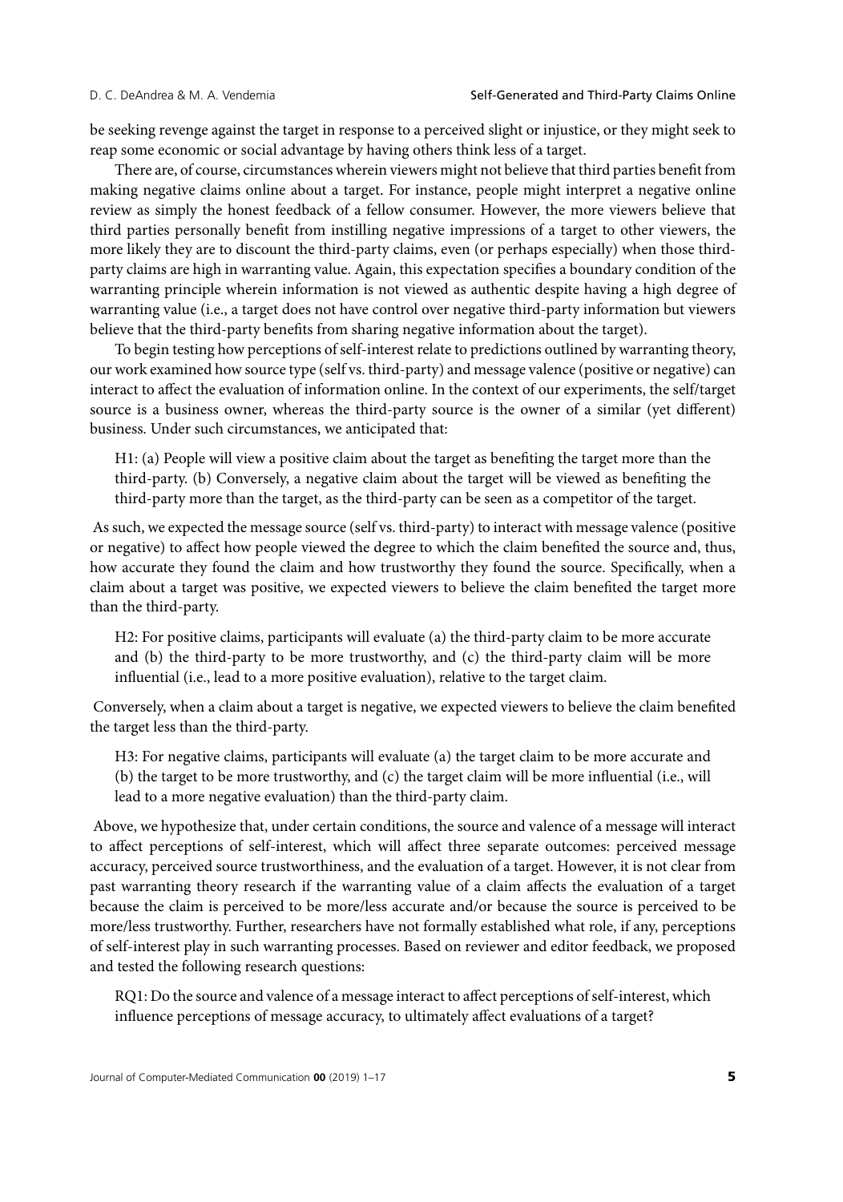be seeking revenge against the target in response to a perceived slight or injustice, or they might seek to reap some economic or social advantage by having others think less of a target.

There are, of course, circumstances wherein viewers might not believe that third parties benefit from making negative claims online about a target. For instance, people might interpret a negative online review as simply the honest feedback of a fellow consumer. However, the more viewers believe that third parties personally benefit from instilling negative impressions of a target to other viewers, the more likely they are to discount the third-party claims, even (or perhaps especially) when those third-party claims are high in warranting value. Again, this expectation specifies a boundary condition of the warranting principle wherein information is not viewed as authentic despite having a high degree of warranting value (i.e., a target does not have control over negative third-party information but viewers believe that the third-party benefits from sharing negative information about the target).

To begin testing how perceptions of self-interest relate to predictions outlined by warranting theory, our work examined how source type (self vs. third-party) and message valence (positive or negative) can interact to affect the evaluation of information online. In the context of our experiments, the self/target source is a business owner, whereas the third-party source is the owner of a similar (yet different) business. Under such circumstances, we anticipated that:

> H1: (a) People will view a positive claim about the target as benefiting the target more than the third-party. (b) Conversely, a negative claim about the target will be viewed as benefiting the third-party more than the target, as the third-party can be seen as a competitor of the target.

As such, we expected the message source (self vs. third-party) to interact with message valence (positive or negative) to affect how people viewed the degree to which the claim benefited the source and, thus, how accurate they found the claim and how trustworthy they found the source. Specifically, when a claim about a target was positive, we expected viewers to believe the claim benefited the target more than the third-party.

> H2: For positive claims, participants will evaluate (a) the third-party claim to be more accurate and (b) the third-party to be more trustworthy, and (c) the third-party claim will be more influential (i.e., lead to a more positive evaluation), relative to the target claim.

Conversely, when a claim about a target is negative, we expected viewers to believe the claim benefited the target less than the third-party.

> H3: For negative claims, participants will evaluate (a) the target claim to be more accurate and (b) the target to be more trustworthy, and (c) the target claim will be more influential (i.e., will lead to a more negative evaluation) than the third-party claim.

Above, we hypothesize that, under certain conditions, the source and valence of a message will interact to affect perceptions of self-interest, which will affect three separate outcomes: perceived message accuracy, perceived source trustworthiness, and the evaluation of a target. However, it is not clear from past warranting theory research if the warranting value of a claim affects the evaluation of a target because the claim is perceived to be more/less accurate and/or because the source is perceived to be more/less trustworthy. Further, researchers have not formally established what role, if any, perceptions of self-interest play in such warranting processes. Based on reviewer and editor feedback, we proposed and tested the following research questions:

> RQ1: Do the source and valence of a message interact to affect perceptions of self-interest, which influence perceptions of message accuracy, to ultimately affect evaluations of a target?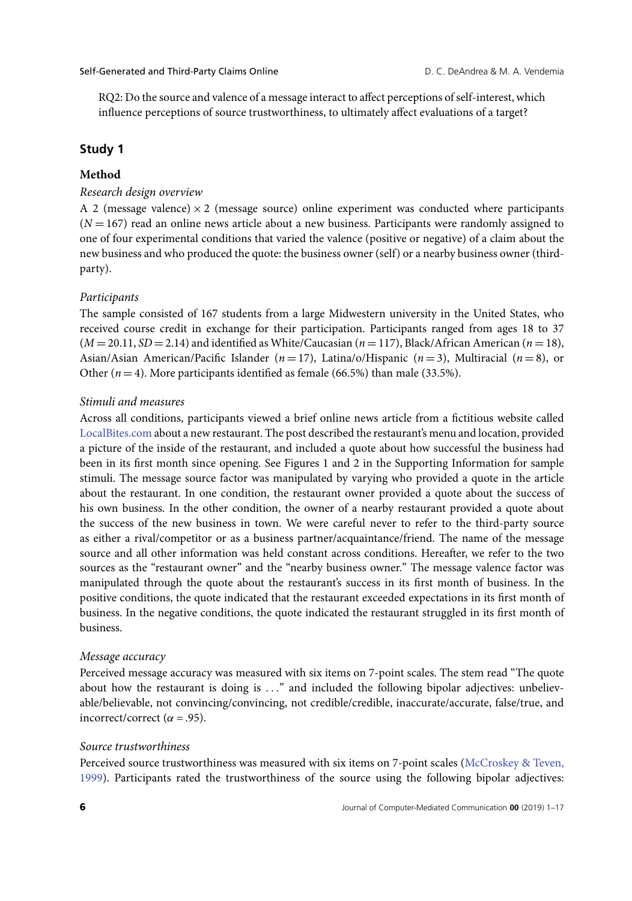RQ2: Do the source and valence of a message interact to affect perceptions of self-interest, which influence perceptions of source trustworthiness, to ultimately affect evaluations of a target?

## Study 1

### Method

#### *Research design overview*

A 2 (message valence) $\times$ 2 (message source) online experiment was conducted where participants ($N = 167$) read an online news article about a new business. Participants were randomly assigned to one of four experimental conditions that varied the valence (positive or negative) of a claim about the new business and who produced the quote: the business owner (self) or a nearby business owner (third-party).

#### *Participants*

The sample consisted of 167 students from a large Midwestern university in the United States, who received course credit in exchange for their participation. Participants ranged from ages 18 to 37 ($M = 20.11$, $SD = 2.14$) and identified as White/Caucasian ($n = 117$), Black/African American ($n = 18$), Asian/Asian American/Pacific Islander ($n = 17$), Latina/o/Hispanic ($n = 3$), Multiracial ($n = 8$), or Other ($n = 4$). More participants identified as female (66.5%) than male (33.5%).

#### *Stimuli and measures*

Across all conditions, participants viewed a brief online news article from a fictitious website called LocalBites.com about a new restaurant. The post described the restaurant's menu and location, provided a picture of the inside of the restaurant, and included a quote about how successful the business had been in its first month since opening. See Figures 1 and 2 in the Supporting Information for sample stimuli. The message source factor was manipulated by varying who provided a quote in the article about the restaurant. In one condition, the restaurant owner provided a quote about the success of his own business. In the other condition, the owner of a nearby restaurant provided a quote about the success of the new business in town. We were careful never to refer to the third-party source as either a rival/competitor or as a business partner/acquaintance/friend. The name of the message source and all other information was held constant across conditions. Hereafter, we refer to the two sources as the "restaurant owner" and the "nearby business owner." The message valence factor was manipulated through the quote about the restaurant's success in its first month of business. In the positive conditions, the quote indicated that the restaurant exceeded expectations in its first month of business. In the negative conditions, the quote indicated the restaurant struggled in its first month of business.

#### *Message accuracy*

Perceived message accuracy was measured with six items on 7-point scales. The stem read "The quote about how the restaurant is doing is . . ." and included the following bipolar adjectives: unbelievable/believable, not convincing/convincing, not credible/credible, inaccurate/accurate, false/true, and incorrect/correct ($\alpha = .95$).

#### *Source trustworthiness*

Perceived source trustworthiness was measured with six items on 7-point scales (McCroskey & Teven, 1999). Participants rated the trustworthiness of the source using the following bipolar adjectives: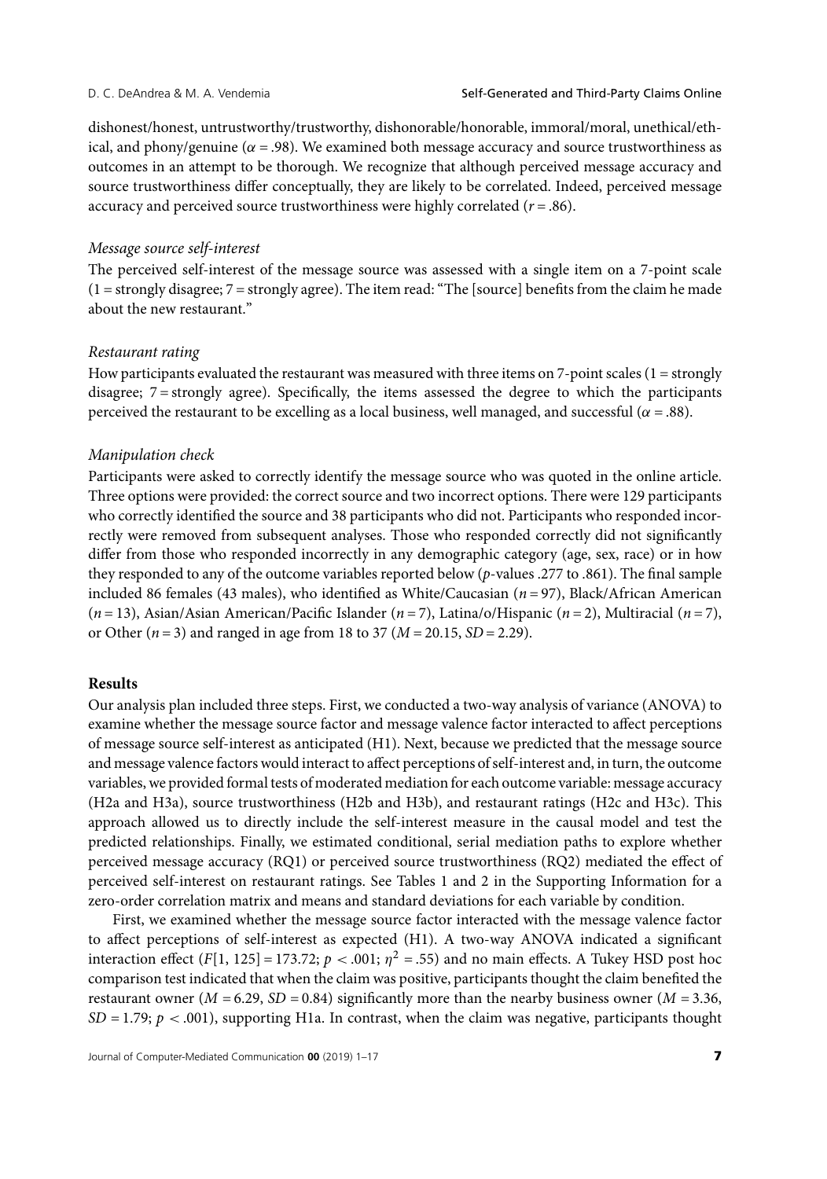dishonest/honest, untrustworthy/trustworthy, dishonorable/honorable, immoral/moral, unethical/ethical, and phony/genuine ($\alpha$ = .98). We examined both message accuracy and source trustworthiness as outcomes in an attempt to be thorough. We recognize that although perceived message accuracy and source trustworthiness differ conceptually, they are likely to be correlated. Indeed, perceived message accuracy and perceived source trustworthiness were highly correlated ($r$ = .86).

### *Message source self-interest*

The perceived self-interest of the message source was assessed with a single item on a 7-point scale (1 = strongly disagree; 7 = strongly agree). The item read: "The [source] benefits from the claim he made about the new restaurant."

### *Restaurant rating*

How participants evaluated the restaurant was measured with three items on 7-point scales (1 = strongly disagree; 7 = strongly agree). Specifically, the items assessed the degree to which the participants perceived the restaurant to be excelling as a local business, well managed, and successful ($\alpha$ = .88).

### *Manipulation check*

Participants were asked to correctly identify the message source who was quoted in the online article. Three options were provided: the correct source and two incorrect options. There were 129 participants who correctly identified the source and 38 participants who did not. Participants who responded incorrectly were removed from subsequent analyses. Those who responded correctly did not significantly differ from those who responded incorrectly in any demographic category (age, sex, race) or in how they responded to any of the outcome variables reported below ($p$-values .277 to .861). The final sample included 86 females (43 males), who identified as White/Caucasian ($n$ = 97), Black/African American ($n$ = 13), Asian/Asian American/Pacific Islander ($n$ = 7), Latina/o/Hispanic ($n$ = 2), Multiracial ($n$ = 7), or Other ($n$ = 3) and ranged in age from 18 to 37 ($M$ = 20.15, $SD$ = 2.29).

## Results

Our analysis plan included three steps. First, we conducted a two-way analysis of variance (ANOVA) to examine whether the message source factor and message valence factor interacted to affect perceptions of message source self-interest as anticipated (H1). Next, because we predicted that the message source and message valence factors would interact to affect perceptions of self-interest and, in turn, the outcome variables, we provided formal tests of moderated mediation for each outcome variable: message accuracy (H2a and H3a), source trustworthiness (H2b and H3b), and restaurant ratings (H2c and H3c). This approach allowed us to directly include the self-interest measure in the causal model and test the predicted relationships. Finally, we estimated conditional, serial mediation paths to explore whether perceived message accuracy (RQ1) or perceived source trustworthiness (RQ2) mediated the effect of perceived self-interest on restaurant ratings. See Tables 1 and 2 in the Supporting Information for a zero-order correlation matrix and means and standard deviations for each variable by condition.

First, we examined whether the message source factor interacted with the message valence factor to affect perceptions of self-interest as expected (H1). A two-way ANOVA indicated a significant interaction effect ($F$[1, 125] = 173.72; $p < .001$; $\eta^2 = .55$) and no main effects. A Tukey HSD post hoc comparison test indicated that when the claim was positive, participants thought the claim benefited the restaurant owner ($M$ = 6.29, $SD$ = 0.84) significantly more than the nearby business owner ($M$ = 3.36, $SD$ = 1.79; $p < .001$), supporting H1a. In contrast, when the claim was negative, participants thought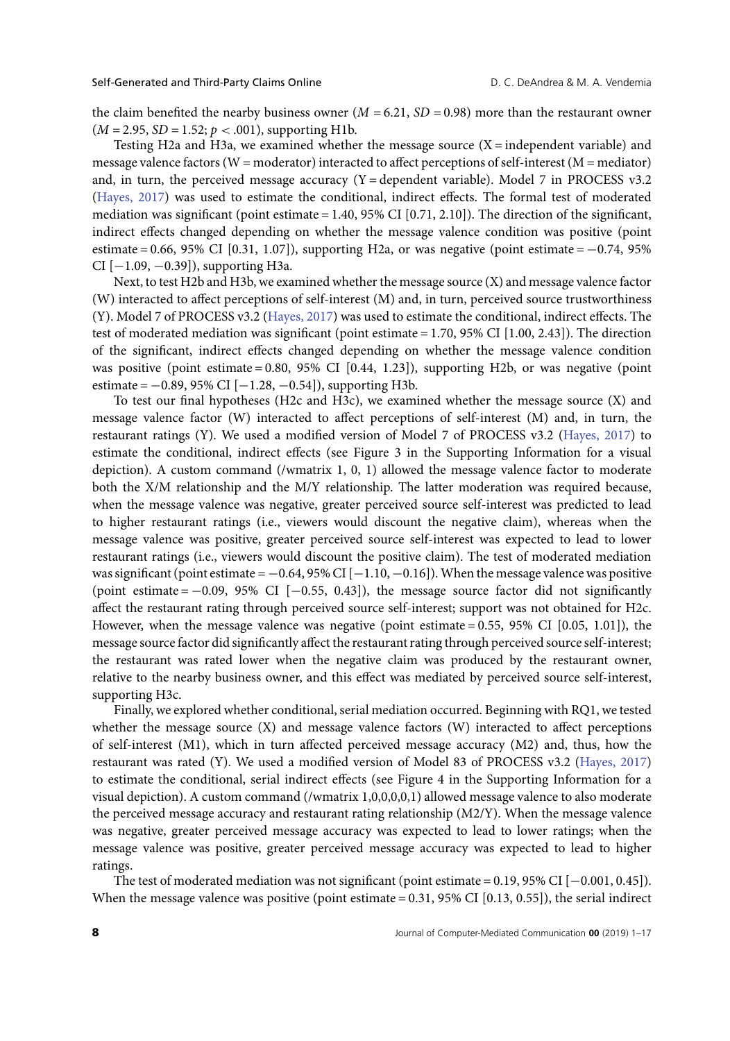the claim benefited the nearby business owner ($M$ = 6.21, $SD$ = 0.98) more than the restaurant owner ($M$ = 2.95, $SD$ = 1.52; $p < .001$), supporting H1b.

Testing H2a and H3a, we examined whether the message source (X = independent variable) and message valence factors (W = moderator) interacted to affect perceptions of self-interest (M = mediator) and, in turn, the perceived message accuracy (Y = dependent variable). Model 7 in PROCESS v3.2 (Hayes, 2017) was used to estimate the conditional, indirect effects. The formal test of moderated mediation was significant (point estimate = 1.40, 95% CI [0.71, 2.10]). The direction of the significant, indirect effects changed depending on whether the message valence condition was positive (point estimate = 0.66, 95% CI [0.31, 1.07]), supporting H2a, or was negative (point estimate = −0.74, 95% CI [−1.09, −0.39]), supporting H3a.

Next, to test H2b and H3b, we examined whether the message source (X) and message valence factor (W) interacted to affect perceptions of self-interest (M) and, in turn, perceived source trustworthiness (Y). Model 7 of PROCESS v3.2 (Hayes, 2017) was used to estimate the conditional, indirect effects. The test of moderated mediation was significant (point estimate = 1.70, 95% CI [1.00, 2.43]). The direction of the significant, indirect effects changed depending on whether the message valence condition was positive (point estimate = 0.80, 95% CI [0.44, 1.23]), supporting H2b, or was negative (point estimate = −0.89, 95% CI [−1.28, −0.54]), supporting H3b.

To test our final hypotheses (H2c and H3c), we examined whether the message source (X) and message valence factor (W) interacted to affect perceptions of self-interest (M) and, in turn, the restaurant ratings (Y). We used a modified version of Model 7 of PROCESS v3.2 (Hayes, 2017) to estimate the conditional, indirect effects (see Figure 3 in the Supporting Information for a visual depiction). A custom command (/wmatrix 1, 0, 1) allowed the message valence factor to moderate both the X/M relationship and the M/Y relationship. The latter moderation was required because, when the message valence was negative, greater perceived source self-interest was predicted to lead to higher restaurant ratings (i.e., viewers would discount the negative claim), whereas when the message valence was positive, greater perceived source self-interest was expected to lead to lower restaurant ratings (i.e., viewers would discount the positive claim). The test of moderated mediation was significant (point estimate = −0.64, 95% CI [−1.10, −0.16]). When the message valence was positive (point estimate = −0.09, 95% CI [−0.55, 0.43]), the message source factor did not significantly affect the restaurant rating through perceived source self-interest; support was not obtained for H2c. However, when the message valence was negative (point estimate = 0.55, 95% CI [0.05, 1.01]), the message source factor did significantly affect the restaurant rating through perceived source self-interest; the restaurant was rated lower when the negative claim was produced by the restaurant owner, relative to the nearby business owner, and this effect was mediated by perceived source self-interest, supporting H3c.

Finally, we explored whether conditional, serial mediation occurred. Beginning with RQ1, we tested whether the message source (X) and message valence factors (W) interacted to affect perceptions of self-interest (M1), which in turn affected perceived message accuracy (M2) and, thus, how the restaurant was rated (Y). We used a modified version of Model 83 of PROCESS v3.2 (Hayes, 2017) to estimate the conditional, serial indirect effects (see Figure 4 in the Supporting Information for a visual depiction). A custom command (/wmatrix 1,0,0,0,0,1) allowed message valence to also moderate the perceived message accuracy and restaurant rating relationship (M2/Y). When the message valence was negative, greater perceived message accuracy was expected to lead to lower ratings; when the message valence was positive, greater perceived message accuracy was expected to lead to higher ratings.

The test of moderated mediation was not significant (point estimate = 0.19, 95% CI [−0.001, 0.45]). When the message valence was positive (point estimate = 0.31, 95% CI [0.13, 0.55]), the serial indirect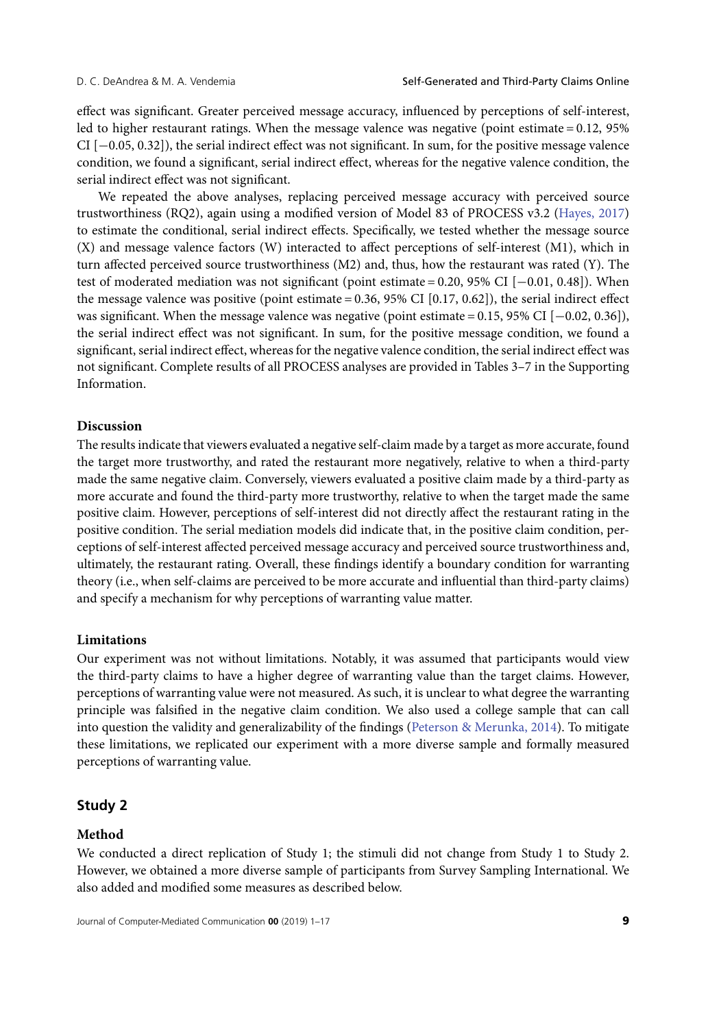effect was significant. Greater perceived message accuracy, influenced by perceptions of self-interest, led to higher restaurant ratings. When the message valence was negative (point estimate = 0.12, 95% CI [−0.05, 0.32]), the serial indirect effect was not significant. In sum, for the positive message valence condition, we found a significant, serial indirect effect, whereas for the negative valence condition, the serial indirect effect was not significant.

We repeated the above analyses, replacing perceived message accuracy with perceived source trustworthiness (RQ2), again using a modified version of Model 83 of PROCESS v3.2 (Hayes, 2017) to estimate the conditional, serial indirect effects. Specifically, we tested whether the message source (X) and message valence factors (W) interacted to affect perceptions of self-interest (M1), which in turn affected perceived source trustworthiness (M2) and, thus, how the restaurant was rated (Y). The test of moderated mediation was not significant (point estimate = 0.20, 95% CI [−0.01, 0.48]). When the message valence was positive (point estimate = 0.36, 95% CI [0.17, 0.62]), the serial indirect effect was significant. When the message valence was negative (point estimate = 0.15, 95% CI [−0.02, 0.36]), the serial indirect effect was not significant. In sum, for the positive message condition, we found a significant, serial indirect effect, whereas for the negative valence condition, the serial indirect effect was not significant. Complete results of all PROCESS analyses are provided in Tables 3–7 in the Supporting Information.

### Discussion

The results indicate that viewers evaluated a negative self-claim made by a target as more accurate, found the target more trustworthy, and rated the restaurant more negatively, relative to when a third-party made the same negative claim. Conversely, viewers evaluated a positive claim made by a third-party as more accurate and found the third-party more trustworthy, relative to when the target made the same positive claim. However, perceptions of self-interest did not directly affect the restaurant rating in the positive condition. The serial mediation models did indicate that, in the positive claim condition, perceptions of self-interest affected perceived message accuracy and perceived source trustworthiness and, ultimately, the restaurant rating. Overall, these findings identify a boundary condition for warranting theory (i.e., when self-claims are perceived to be more accurate and influential than third-party claims) and specify a mechanism for why perceptions of warranting value matter.

### Limitations

Our experiment was not without limitations. Notably, it was assumed that participants would view the third-party claims to have a higher degree of warranting value than the target claims. However, perceptions of warranting value were not measured. As such, it is unclear to what degree the warranting principle was falsified in the negative claim condition. We also used a college sample that can call into question the validity and generalizability of the findings (Peterson & Merunka, 2014). To mitigate these limitations, we replicated our experiment with a more diverse sample and formally measured perceptions of warranting value.

## Study 2

### Method

We conducted a direct replication of Study 1; the stimuli did not change from Study 1 to Study 2. However, we obtained a more diverse sample of participants from Survey Sampling International. We also added and modified some measures as described below.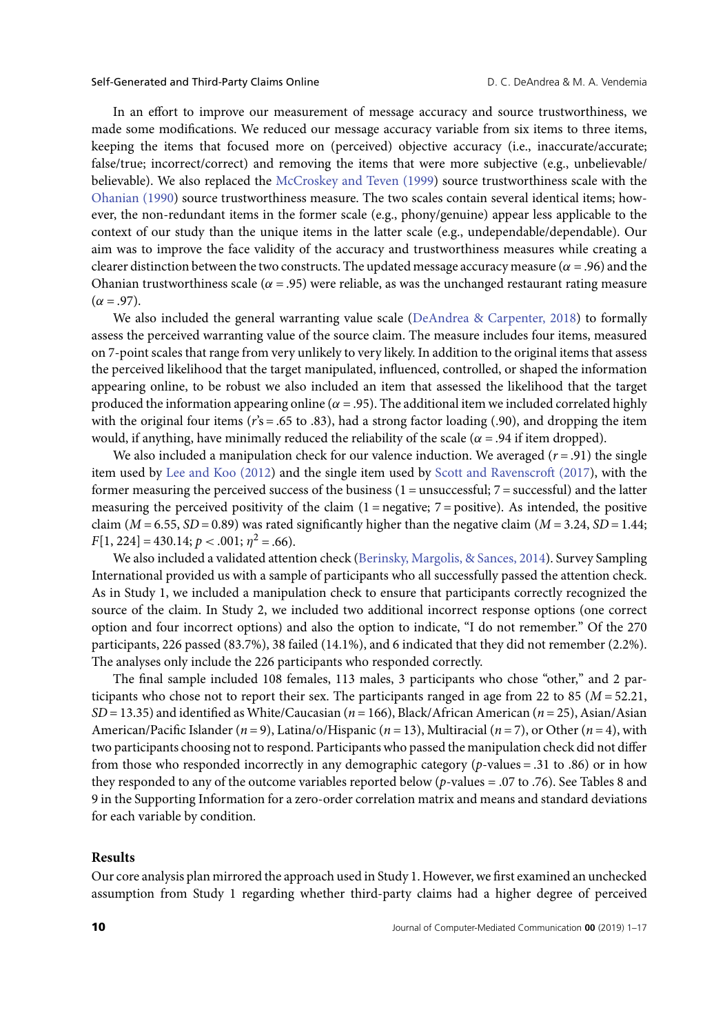In an effort to improve our measurement of message accuracy and source trustworthiness, we made some modifications. We reduced our message accuracy variable from six items to three items, keeping the items that focused more on (perceived) objective accuracy (i.e., inaccurate/accurate; false/true; incorrect/correct) and removing the items that were more subjective (e.g., unbelievable/believable). We also replaced the McCroskey and Teven (1999) source trustworthiness scale with the Ohanian (1990) source trustworthiness measure. The two scales contain several identical items; however, the non-redundant items in the former scale (e.g., phony/genuine) appear less applicable to the context of our study than the unique items in the latter scale (e.g., undependable/dependable). Our aim was to improve the face validity of the accuracy and trustworthiness measures while creating a clearer distinction between the two constructs. The updated message accuracy measure ($\alpha = .96$) and the Ohanian trustworthiness scale ($\alpha = .95$) were reliable, as was the unchanged restaurant rating measure ($\alpha = .97$).

We also included the general warranting value scale (DeAndrea & Carpenter, 2018) to formally assess the perceived warranting value of the source claim. The measure includes four items, measured on 7-point scales that range from very unlikely to very likely. In addition to the original items that assess the perceived likelihood that the target manipulated, influenced, controlled, or shaped the information appearing online, to be robust we also included an item that assessed the likelihood that the target produced the information appearing online ($\alpha = .95$). The additional item we included correlated highly with the original four items ($r$'s = .65 to .83), had a strong factor loading (.90), and dropping the item would, if anything, have minimally reduced the reliability of the scale ($\alpha = .94$ if item dropped).

We also included a manipulation check for our valence induction. We averaged ($r = .91$) the single item used by Lee and Koo (2012) and the single item used by Scott and Ravenscroft (2017), with the former measuring the perceived success of the business (1 = unsuccessful; 7 = successful) and the latter measuring the perceived positivity of the claim (1 = negative; 7 = positive). As intended, the positive claim ($M = 6.55$, $SD = 0.89$) was rated significantly higher than the negative claim ($M = 3.24$, $SD = 1.44$; $F[1, 224] = 430.14$; $p < .001$; $\eta^2 = .66$).

We also included a validated attention check (Berinsky, Margolis, & Sances, 2014). Survey Sampling International provided us with a sample of participants who all successfully passed the attention check. As in Study 1, we included a manipulation check to ensure that participants correctly recognized the source of the claim. In Study 2, we included two additional incorrect response options (one correct option and four incorrect options) and also the option to indicate, "I do not remember." Of the 270 participants, 226 passed (83.7%), 38 failed (14.1%), and 6 indicated that they did not remember (2.2%). The analyses only include the 226 participants who responded correctly.

The final sample included 108 females, 113 males, 3 participants who chose "other," and 2 participants who chose not to report their sex. The participants ranged in age from 22 to 85 ($M = 52.21$, $SD = 13.35$) and identified as White/Caucasian ($n = 166$), Black/African American ($n = 25$), Asian/Asian American/Pacific Islander ($n = 9$), Latina/o/Hispanic ($n = 13$), Multiracial ($n = 7$), or Other ($n = 4$), with two participants choosing not to respond. Participants who passed the manipulation check did not differ from those who responded incorrectly in any demographic category ($p$-values = .31 to .86) or in how they responded to any of the outcome variables reported below ($p$-values = .07 to .76). See Tables 8 and 9 in the Supporting Information for a zero-order correlation matrix and means and standard deviations for each variable by condition.

## Results

Our core analysis plan mirrored the approach used in Study 1. However, we first examined an unchecked assumption from Study 1 regarding whether third-party claims had a higher degree of perceived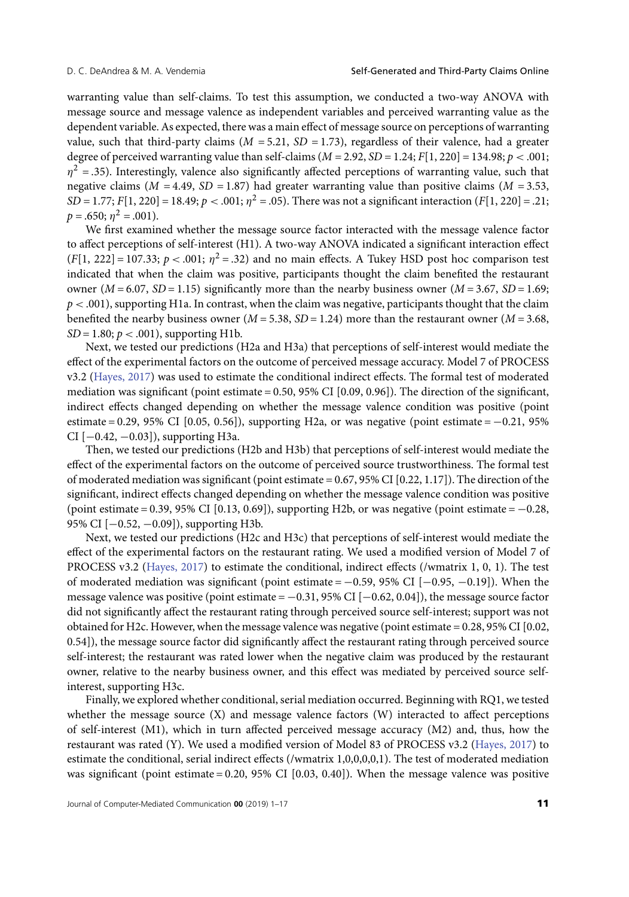warranting value than self-claims. To test this assumption, we conducted a two-way ANOVA with message source and message valence as independent variables and perceived warranting value as the dependent variable. As expected, there was a main effect of message source on perceptions of warranting value, such that third-party claims ($M = 5.21$, $SD = 1.73$), regardless of their valence, had a greater degree of perceived warranting value than self-claims ($M = 2.92$, $SD = 1.24$; $F[1, 220] = 134.98$; $p < .001$; $\eta^2 = .35$). Interestingly, valence also significantly affected perceptions of warranting value, such that negative claims ($M = 4.49$, $SD = 1.87$) had greater warranting value than positive claims ($M = 3.53$, $SD = 1.77$; $F[1, 220] = 18.49$; $p < .001$; $\eta^2 = .05$). There was not a significant interaction ($F[1, 220] = .21$; $p = .650$; $\eta^2 = .001$).

We first examined whether the message source factor interacted with the message valence factor to affect perceptions of self-interest (H1). A two-way ANOVA indicated a significant interaction effect ($F[1, 222] = 107.33$; $p < .001$; $\eta^2 = .32$) and no main effects. A Tukey HSD post hoc comparison test indicated that when the claim was positive, participants thought the claim benefited the restaurant owner ($M = 6.07$, $SD = 1.15$) significantly more than the nearby business owner ($M = 3.67$, $SD = 1.69$; $p < .001$), supporting H1a. In contrast, when the claim was negative, participants thought that the claim benefited the nearby business owner ($M = 5.38$, $SD = 1.24$) more than the restaurant owner ($M = 3.68$, $SD = 1.80$; $p < .001$), supporting H1b.

Next, we tested our predictions (H2a and H3a) that perceptions of self-interest would mediate the effect of the experimental factors on the outcome of perceived message accuracy. Model 7 of PROCESS v3.2 (Hayes, 2017) was used to estimate the conditional indirect effects. The formal test of moderated mediation was significant (point estimate = 0.50, 95% CI [0.09, 0.96]). The direction of the significant, indirect effects changed depending on whether the message valence condition was positive (point estimate = 0.29, 95% CI [0.05, 0.56]), supporting H2a, or was negative (point estimate = −0.21, 95% CI [−0.42, −0.03]), supporting H3a.

Then, we tested our predictions (H2b and H3b) that perceptions of self-interest would mediate the effect of the experimental factors on the outcome of perceived source trustworthiness. The formal test of moderated mediation was significant (point estimate = 0.67, 95% CI [0.22, 1.17]). The direction of the significant, indirect effects changed depending on whether the message valence condition was positive (point estimate = 0.39, 95% CI [0.13, 0.69]), supporting H2b, or was negative (point estimate = −0.28, 95% CI [−0.52, −0.09]), supporting H3b.

Next, we tested our predictions (H2c and H3c) that perceptions of self-interest would mediate the effect of the experimental factors on the restaurant rating. We used a modified version of Model 7 of PROCESS v3.2 (Hayes, 2017) to estimate the conditional, indirect effects (/wmatrix 1, 0, 1). The test of moderated mediation was significant (point estimate = −0.59, 95% CI [−0.95, −0.19]). When the message valence was positive (point estimate = −0.31, 95% CI [−0.62, 0.04]), the message source factor did not significantly affect the restaurant rating through perceived source self-interest; support was not obtained for H2c. However, when the message valence was negative (point estimate = 0.28, 95% CI [0.02, 0.54]), the message source factor did significantly affect the restaurant rating through perceived source self-interest; the restaurant was rated lower when the negative claim was produced by the restaurant owner, relative to the nearby business owner, and this effect was mediated by perceived source self-interest, supporting H3c.

Finally, we explored whether conditional, serial mediation occurred. Beginning with RQ1, we tested whether the message source (X) and message valence factors (W) interacted to affect perceptions of self-interest (M1), which in turn affected perceived message accuracy (M2) and, thus, how the restaurant was rated (Y). We used a modified version of Model 83 of PROCESS v3.2 (Hayes, 2017) to estimate the conditional, serial indirect effects (/wmatrix 1,0,0,0,0,1). The test of moderated mediation was significant (point estimate = 0.20, 95% CI [0.03, 0.40]). When the message valence was positive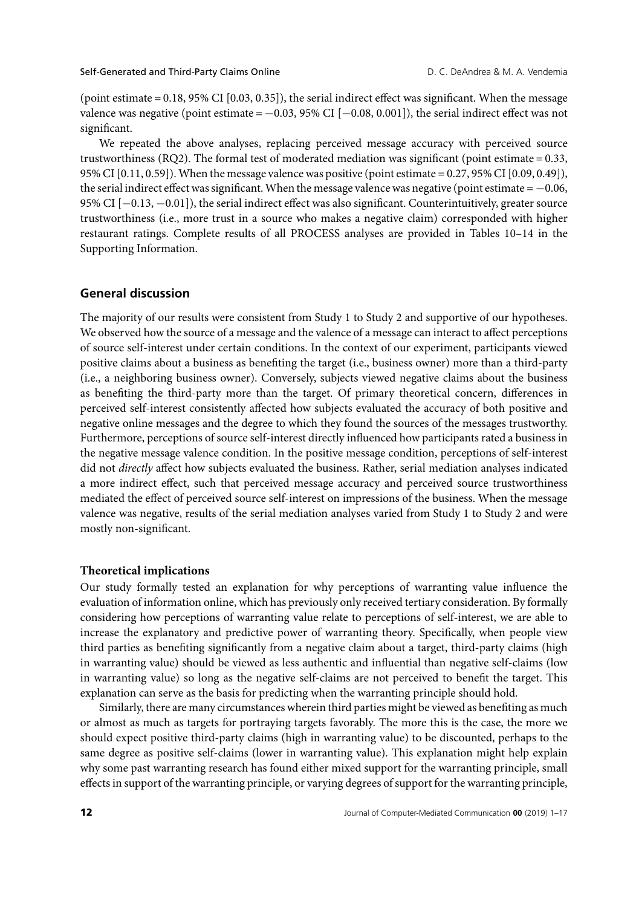(point estimate = 0.18, 95% CI [0.03, 0.35]), the serial indirect effect was significant. When the message valence was negative (point estimate = −0.03, 95% CI [−0.08, 0.001]), the serial indirect effect was not significant.

We repeated the above analyses, replacing perceived message accuracy with perceived source trustworthiness (RQ2). The formal test of moderated mediation was significant (point estimate = 0.33, 95% CI [0.11, 0.59]). When the message valence was positive (point estimate = 0.27, 95% CI [0.09, 0.49]), the serial indirect effect was significant. When the message valence was negative (point estimate = −0.06, 95% CI [−0.13, −0.01]), the serial indirect effect was also significant. Counterintuitively, greater source trustworthiness (i.e., more trust in a source who makes a negative claim) corresponded with higher restaurant ratings. Complete results of all PROCESS analyses are provided in Tables 10–14 in the Supporting Information.

## General discussion

The majority of our results were consistent from Study 1 to Study 2 and supportive of our hypotheses. We observed how the source of a message and the valence of a message can interact to affect perceptions of source self-interest under certain conditions. In the context of our experiment, participants viewed positive claims about a business as benefiting the target (i.e., business owner) more than a third-party (i.e., a neighboring business owner). Conversely, subjects viewed negative claims about the business as benefiting the third-party more than the target. Of primary theoretical concern, differences in perceived self-interest consistently affected how subjects evaluated the accuracy of both positive and negative online messages and the degree to which they found the sources of the messages trustworthy. Furthermore, perceptions of source self-interest directly influenced how participants rated a business in the negative message valence condition. In the positive message condition, perceptions of self-interest did not *directly* affect how subjects evaluated the business. Rather, serial mediation analyses indicated a more indirect effect, such that perceived message accuracy and perceived source trustworthiness mediated the effect of perceived source self-interest on impressions of the business. When the message valence was negative, results of the serial mediation analyses varied from Study 1 to Study 2 and were mostly non-significant.

### Theoretical implications

Our study formally tested an explanation for why perceptions of warranting value influence the evaluation of information online, which has previously only received tertiary consideration. By formally considering how perceptions of warranting value relate to perceptions of self-interest, we are able to increase the explanatory and predictive power of warranting theory. Specifically, when people view third parties as benefiting significantly from a negative claim about a target, third-party claims (high in warranting value) should be viewed as less authentic and influential than negative self-claims (low in warranting value) so long as the negative self-claims are not perceived to benefit the target. This explanation can serve as the basis for predicting when the warranting principle should hold.

Similarly, there are many circumstances wherein third parties might be viewed as benefiting as much or almost as much as targets for portraying targets favorably. The more this is the case, the more we should expect positive third-party claims (high in warranting value) to be discounted, perhaps to the same degree as positive self-claims (lower in warranting value). This explanation might help explain why some past warranting research has found either mixed support for the warranting principle, small effects in support of the warranting principle, or varying degrees of support for the warranting principle,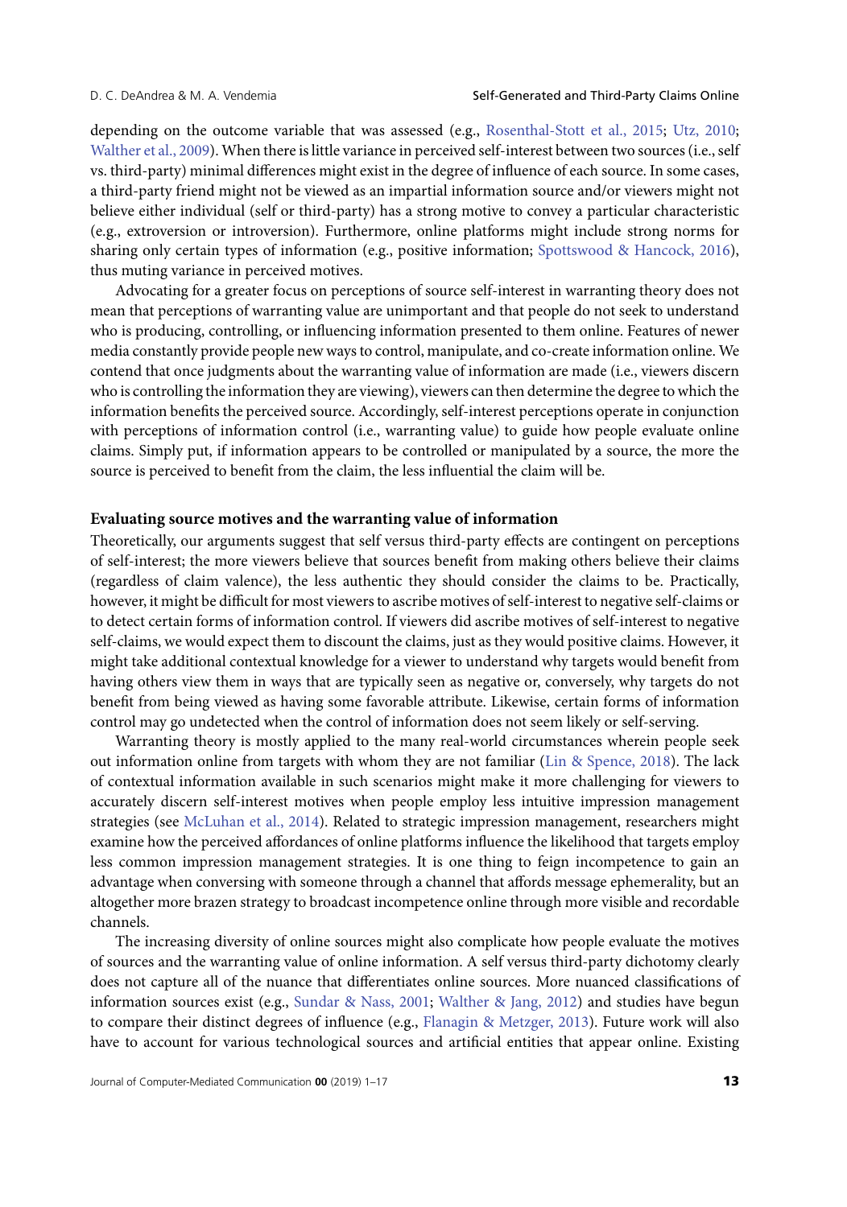depending on the outcome variable that was assessed (e.g., Rosenthal-Stott et al., 2015; Utz, 2010; Walther et al., 2009). When there is little variance in perceived self-interest between two sources (i.e., self vs. third-party) minimal differences might exist in the degree of influence of each source. In some cases, a third-party friend might not be viewed as an impartial information source and/or viewers might not believe either individual (self or third-party) has a strong motive to convey a particular characteristic (e.g., extroversion or introversion). Furthermore, online platforms might include strong norms for sharing only certain types of information (e.g., positive information; Spottswood & Hancock, 2016), thus muting variance in perceived motives.

Advocating for a greater focus on perceptions of source self-interest in warranting theory does not mean that perceptions of warranting value are unimportant and that people do not seek to understand who is producing, controlling, or influencing information presented to them online. Features of newer media constantly provide people new ways to control, manipulate, and co-create information online. We contend that once judgments about the warranting value of information are made (i.e., viewers discern who is controlling the information they are viewing), viewers can then determine the degree to which the information benefits the perceived source. Accordingly, self-interest perceptions operate in conjunction with perceptions of information control (i.e., warranting value) to guide how people evaluate online claims. Simply put, if information appears to be controlled or manipulated by a source, the more the source is perceived to benefit from the claim, the less influential the claim will be.

**Evaluating source motives and the warranting value of information**

Theoretically, our arguments suggest that self versus third-party effects are contingent on perceptions of self-interest; the more viewers believe that sources benefit from making others believe their claims (regardless of claim valence), the less authentic they should consider the claims to be. Practically, however, it might be difficult for most viewers to ascribe motives of self-interest to negative self-claims or to detect certain forms of information control. If viewers did ascribe motives of self-interest to negative self-claims, we would expect them to discount the claims, just as they would positive claims. However, it might take additional contextual knowledge for a viewer to understand why targets would benefit from having others view them in ways that are typically seen as negative or, conversely, why targets do not benefit from being viewed as having some favorable attribute. Likewise, certain forms of information control may go undetected when the control of information does not seem likely or self-serving.

Warranting theory is mostly applied to the many real-world circumstances wherein people seek out information online from targets with whom they are not familiar (Lin & Spence, 2018). The lack of contextual information available in such scenarios might make it more challenging for viewers to accurately discern self-interest motives when people employ less intuitive impression management strategies (see McLuhan et al., 2014). Related to strategic impression management, researchers might examine how the perceived affordances of online platforms influence the likelihood that targets employ less common impression management strategies. It is one thing to feign incompetence to gain an advantage when conversing with someone through a channel that affords message ephemerality, but an altogether more brazen strategy to broadcast incompetence online through more visible and recordable channels.

The increasing diversity of online sources might also complicate how people evaluate the motives of sources and the warranting value of online information. A self versus third-party dichotomy clearly does not capture all of the nuance that differentiates online sources. More nuanced classifications of information sources exist (e.g., Sundar & Nass, 2001; Walther & Jang, 2012) and studies have begun to compare their distinct degrees of influence (e.g., Flanagin & Metzger, 2013). Future work will also have to account for various technological sources and artificial entities that appear online. Existing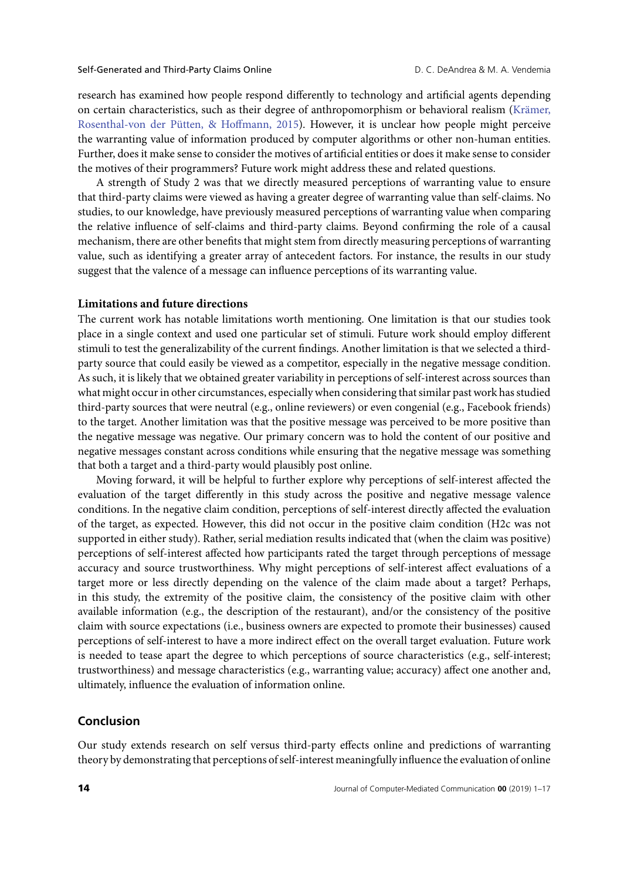research has examined how people respond differently to technology and artificial agents depending on certain characteristics, such as their degree of anthropomorphism or behavioral realism (Krämer, Rosenthal-von der Pütten, & Hoffmann, 2015). However, it is unclear how people might perceive the warranting value of information produced by computer algorithms or other non-human entities. Further, does it make sense to consider the motives of artificial entities or does it make sense to consider the motives of their programmers? Future work might address these and related questions.

A strength of Study 2 was that we directly measured perceptions of warranting value to ensure that third-party claims were viewed as having a greater degree of warranting value than self-claims. No studies, to our knowledge, have previously measured perceptions of warranting value when comparing the relative influence of self-claims and third-party claims. Beyond confirming the role of a causal mechanism, there are other benefits that might stem from directly measuring perceptions of warranting value, such as identifying a greater array of antecedent factors. For instance, the results in our study suggest that the valence of a message can influence perceptions of its warranting value.

### Limitations and future directions

The current work has notable limitations worth mentioning. One limitation is that our studies took place in a single context and used one particular set of stimuli. Future work should employ different stimuli to test the generalizability of the current findings. Another limitation is that we selected a third-party source that could easily be viewed as a competitor, especially in the negative message condition. As such, it is likely that we obtained greater variability in perceptions of self-interest across sources than what might occur in other circumstances, especially when considering that similar past work has studied third-party sources that were neutral (e.g., online reviewers) or even congenial (e.g., Facebook friends) to the target. Another limitation was that the positive message was perceived to be more positive than the negative message was negative. Our primary concern was to hold the content of our positive and negative messages constant across conditions while ensuring that the negative message was something that both a target and a third-party would plausibly post online.

Moving forward, it will be helpful to further explore why perceptions of self-interest affected the evaluation of the target differently in this study across the positive and negative message valence conditions. In the negative claim condition, perceptions of self-interest directly affected the evaluation of the target, as expected. However, this did not occur in the positive claim condition (H2c was not supported in either study). Rather, serial mediation results indicated that (when the claim was positive) perceptions of self-interest affected how participants rated the target through perceptions of message accuracy and source trustworthiness. Why might perceptions of self-interest affect evaluations of a target more or less directly depending on the valence of the claim made about a target? Perhaps, in this study, the extremity of the positive claim, the consistency of the positive claim with other available information (e.g., the description of the restaurant), and/or the consistency of the positive claim with source expectations (i.e., business owners are expected to promote their businesses) caused perceptions of self-interest to have a more indirect effect on the overall target evaluation. Future work is needed to tease apart the degree to which perceptions of source characteristics (e.g., self-interest; trustworthiness) and message characteristics (e.g., warranting value; accuracy) affect one another and, ultimately, influence the evaluation of information online.

## Conclusion

Our study extends research on self versus third-party effects online and predictions of warranting theory by demonstrating that perceptions of self-interest meaningfully influence the evaluation of online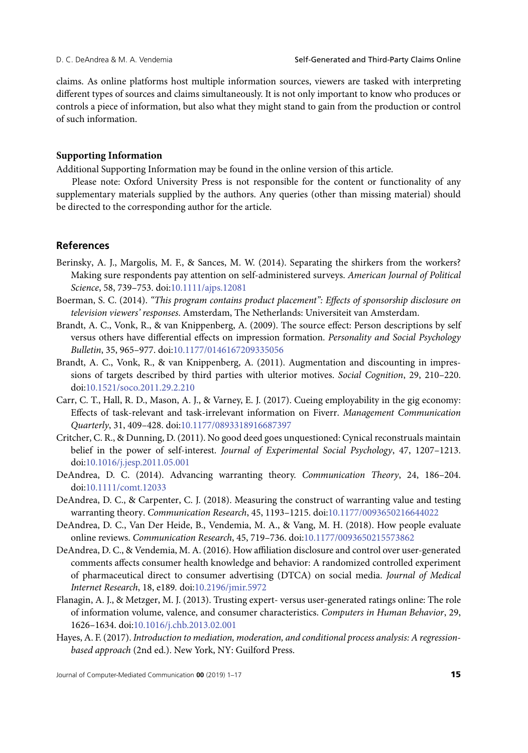claims. As online platforms host multiple information sources, viewers are tasked with interpreting different types of sources and claims simultaneously. It is not only important to know who produces or controls a piece of information, but also what they might stand to gain from the production or control of such information.

### Supporting Information

Additional Supporting Information may be found in the online version of this article.

Please note: Oxford University Press is not responsible for the content or functionality of any supplementary materials supplied by the authors. Any queries (other than missing material) should be directed to the corresponding author for the article.

## References

Berinsky, A. J., Margolis, M. F., & Sances, M. W. (2014). Separating the shirkers from the workers? Making sure respondents pay attention on self-administered surveys. *American Journal of Political Science*, 58, 739–753. doi:10.1111/ajps.12081

Boerman, S. C. (2014). *"This program contains product placement": Effects of sponsorship disclosure on television viewers' responses.* Amsterdam, The Netherlands: Universiteit van Amsterdam.

Brandt, A. C., Vonk, R., & van Knippenberg, A. (2009). The source effect: Person descriptions by self versus others have differential effects on impression formation. *Personality and Social Psychology Bulletin*, 35, 965–977. doi:10.1177/0146167209335056

Brandt, A. C., Vonk, R., & van Knippenberg, A. (2011). Augmentation and discounting in impressions of targets described by third parties with ulterior motives. *Social Cognition*, 29, 210–220. doi:10.1521/soco.2011.29.2.210

Carr, C. T., Hall, R. D., Mason, A. J., & Varney, E. J. (2017). Cueing employability in the gig economy: Effects of task-relevant and task-irrelevant information on Fiverr. *Management Communication Quarterly*, 31, 409–428. doi:10.1177/0893318916687397

Critcher, C. R., & Dunning, D. (2011). No good deed goes unquestioned: Cynical reconstruals maintain belief in the power of self-interest. *Journal of Experimental Social Psychology*, 47, 1207–1213. doi:10.1016/j.jesp.2011.05.001

DeAndrea, D. C. (2014). Advancing warranting theory. *Communication Theory*, 24, 186–204. doi:10.1111/comt.12033

DeAndrea, D. C., & Carpenter, C. J. (2018). Measuring the construct of warranting value and testing warranting theory. *Communication Research*, 45, 1193–1215. doi:10.1177/0093650216644022

DeAndrea, D. C., Van Der Heide, B., Vendemia, M. A., & Vang, M. H. (2018). How people evaluate online reviews. *Communication Research*, 45, 719–736. doi:10.1177/0093650215573862

DeAndrea, D. C., & Vendemia, M. A. (2016). How affiliation disclosure and control over user-generated comments affects consumer health knowledge and behavior: A randomized controlled experiment of pharmaceutical direct to consumer advertising (DTCA) on social media. *Journal of Medical Internet Research*, 18, e189. doi:10.2196/jmir.5972

Flanagin, A. J., & Metzger, M. J. (2013). Trusting expert- versus user-generated ratings online: The role of information volume, valence, and consumer characteristics. *Computers in Human Behavior*, 29, 1626–1634. doi:10.1016/j.chb.2013.02.001

Hayes, A. F. (2017). *Introduction to mediation, moderation, and conditional process analysis: A regression-based approach* (2nd ed.). New York, NY: Guilford Press.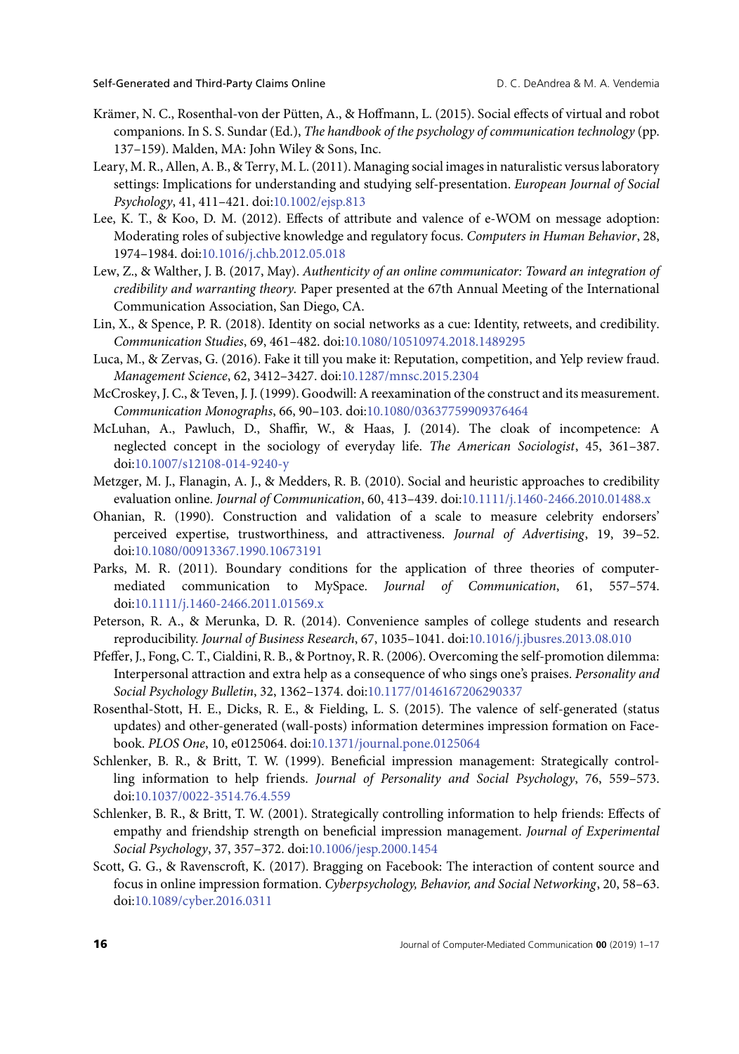Krämer, N. C., Rosenthal-von der Pütten, A., & Hoffmann, L. (2015). Social effects of virtual and robot companions. In S. S. Sundar (Ed.), *The handbook of the psychology of communication technology* (pp. 137–159). Malden, MA: John Wiley & Sons, Inc.

Leary, M. R., Allen, A. B., & Terry, M. L. (2011). Managing social images in naturalistic versus laboratory settings: Implications for understanding and studying self-presentation. *European Journal of Social Psychology*, 41, 411–421. doi:10.1002/ejsp.813

Lee, K. T., & Koo, D. M. (2012). Effects of attribute and valence of e-WOM on message adoption: Moderating roles of subjective knowledge and regulatory focus. *Computers in Human Behavior*, 28, 1974–1984. doi:10.1016/j.chb.2012.05.018

Lew, Z., & Walther, J. B. (2017, May). *Authenticity of an online communicator: Toward an integration of credibility and warranting theory.* Paper presented at the 67th Annual Meeting of the International Communication Association, San Diego, CA.

Lin, X., & Spence, P. R. (2018). Identity on social networks as a cue: Identity, retweets, and credibility. *Communication Studies*, 69, 461–482. doi:10.1080/10510974.2018.1489295

Luca, M., & Zervas, G. (2016). Fake it till you make it: Reputation, competition, and Yelp review fraud. *Management Science*, 62, 3412–3427. doi:10.1287/mnsc.2015.2304

McCroskey, J. C., & Teven, J. J. (1999). Goodwill: A reexamination of the construct and its measurement. *Communication Monographs*, 66, 90–103. doi:10.1080/03637759909376464

McLuhan, A., Pawluch, D., Shaffir, W., & Haas, J. (2014). The cloak of incompetence: A neglected concept in the sociology of everyday life. *The American Sociologist*, 45, 361–387. doi:10.1007/s12108-014-9240-y

Metzger, M. J., Flanagin, A. J., & Medders, R. B. (2010). Social and heuristic approaches to credibility evaluation online. *Journal of Communication*, 60, 413–439. doi:10.1111/j.1460-2466.2010.01488.x

Ohanian, R. (1990). Construction and validation of a scale to measure celebrity endorsers' perceived expertise, trustworthiness, and attractiveness. *Journal of Advertising*, 19, 39–52. doi:10.1080/00913367.1990.10673191

Parks, M. R. (2011). Boundary conditions for the application of three theories of computer-mediated communication to MySpace. *Journal of Communication*, 61, 557–574. doi:10.1111/j.1460-2466.2011.01569.x

Peterson, R. A., & Merunka, D. R. (2014). Convenience samples of college students and research reproducibility. *Journal of Business Research*, 67, 1035–1041. doi:10.1016/j.jbusres.2013.08.010

Pfeffer, J., Fong, C. T., Cialdini, R. B., & Portnoy, R. R. (2006). Overcoming the self-promotion dilemma: Interpersonal attraction and extra help as a consequence of who sings one's praises. *Personality and Social Psychology Bulletin*, 32, 1362–1374. doi:10.1177/0146167206290337

Rosenthal-Stott, H. E., Dicks, R. E., & Fielding, L. S. (2015). The valence of self-generated (status updates) and other-generated (wall-posts) information determines impression formation on Facebook. *PLOS One*, 10, e0125064. doi:10.1371/journal.pone.0125064

Schlenker, B. R., & Britt, T. W. (1999). Beneficial impression management: Strategically controlling information to help friends. *Journal of Personality and Social Psychology*, 76, 559–573. doi:10.1037/0022-3514.76.4.559

Schlenker, B. R., Britt, T. W. (2001). Strategically controlling information to help friends: Effects of empathy and friendship strength on beneficial impression management. *Journal of Experimental Social Psychology*, 37, 357–372. doi:10.1006/jesp.2000.1454

Scott, G. G., & Ravenscroft, K. (2017). Bragging on Facebook: The interaction of content source and focus in online impression formation. *Cyberpsychology, Behavior, and Social Networking*, 20, 58–63. doi:10.1089/cyber.2016.0311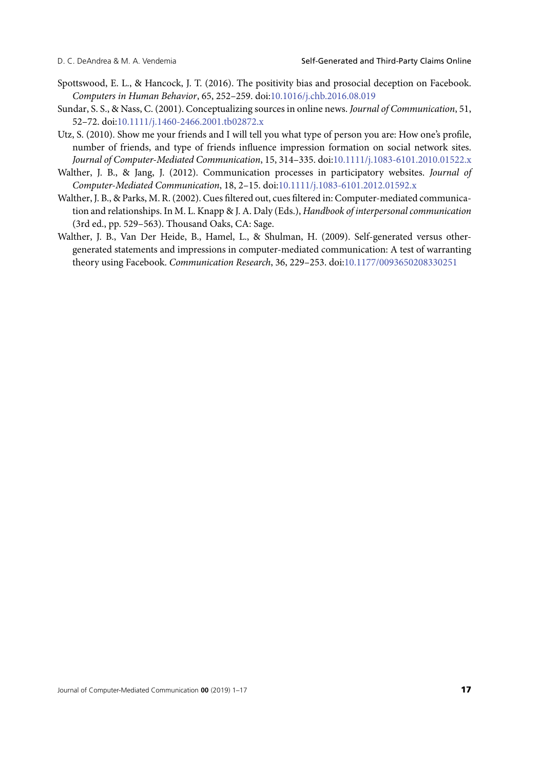Spottswood, E. L., & Hancock, J. T. (2016). The positivity bias and prosocial deception on Facebook. *Computers in Human Behavior*, 65, 252–259. doi:10.1016/j.chb.2016.08.019

Sundar, S. S., & Nass, C. (2001). Conceptualizing sources in online news. *Journal of Communication*, 51, 52–72. doi:10.1111/j.1460-2466.2001.tb02872.x

Utz, S. (2010). Show me your friends and I will tell you what type of person you are: How one's profile, number of friends, and type of friends influence impression formation on social network sites. *Journal of Computer-Mediated Communication*, 15, 314–335. doi:10.1111/j.1083-6101.2010.01522.x

Walther, J. B., & Jang, J. (2012). Communication processes in participatory websites. *Journal of Computer-Mediated Communication*, 18, 2–15. doi:10.1111/j.1083-6101.2012.01592.x

Walther, J. B., & Parks, M. R. (2002). Cues filtered out, cues filtered in: Computer-mediated communication and relationships. In M. L. Knapp & J. A. Daly (Eds.), *Handbook of interpersonal communication* (3rd ed., pp. 529–563). Thousand Oaks, CA: Sage.

Walther, J. B., Van Der Heide, B., Hamel, L., & Shulman, H. (2009). Self-generated versus other-generated statements and impressions in computer-mediated communication: A test of warranting theory using Facebook. *Communication Research*, 36, 229–253. doi:10.1177/0093650208330251